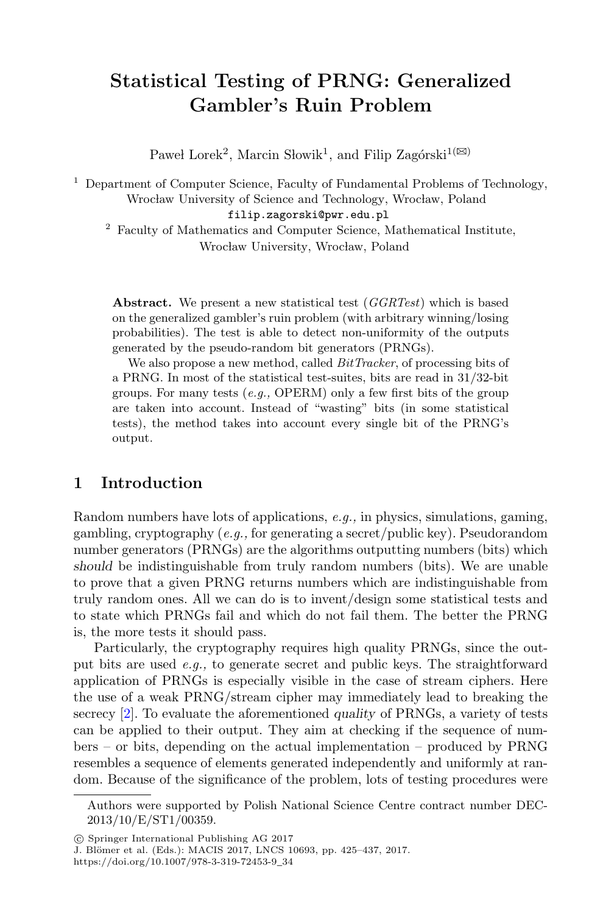# Statistical Testing of PRNG: Generalized Gambler's Ruin Problem

Paweł Lorek[2], Marcin Słowik[1], and Filip Zagórski[1](✉)

[1] Department of Computer Science, Faculty of Fundamental Problems of Technology, Wrocław University of Science and Technology, Wrocław, Poland
filip.zagorski@pwr.edu.pl

[2] Faculty of Mathematics and Computer Science, Mathematical Institute, Wrocław University, Wrocław, Poland

**Abstract.** We present a new statistical test (*GGRTest*) which is based on the generalized gambler's ruin problem (with arbitrary winning/losing probabilities). The test is able to detect non-uniformity of the outputs generated by the pseudo-random bit generators (PRNGs).

We also propose a new method, called *BitTracker*, of processing bits of a PRNG. In most of the statistical test-suites, bits are read in 31/32-bit groups. For many tests (*e.g.,* OPERM) only a few first bits of the group are taken into account. Instead of "wasting" bits (in some statistical tests), the method takes into account every single bit of the PRNG's output.

## 1 Introduction

Random numbers have lots of applications, *e.g.,* in physics, simulations, gaming, gambling, cryptography (*e.g.,* for generating a secret/public key). Pseudorandom number generators (PRNGs) are the algorithms outputting numbers (bits) which *should* be indistinguishable from truly random numbers (bits). We are unable to prove that a given PRNG returns numbers which are indistinguishable from truly random ones. All we can do is to invent/design some statistical tests and to state which PRNGs fail and which do not fail them. The better the PRNG is, the more tests it should pass.

Particularly, the cryptography requires high quality PRNGs, since the output bits are used *e.g.,* to generate secret and public keys. The straightforward application of PRNGs is especially visible in the case of stream ciphers. Here the use of a weak PRNG/stream cipher may immediately lead to breaking the secrecy [2]. To evaluate the aforementioned *quality* of PRNGs, a variety of tests can be applied to their output. They aim at checking if the sequence of numbers – or bits, depending on the actual implementation – produced by PRNG resembles a sequence of elements generated independently and uniformly at random. Because of the significance of the problem, lots of testing procedures were

Authors were supported by Polish National Science Centre contract number DEC-2013/10/E/ST1/00359.

© Springer International Publishing AG 2017
J. Blömer et al. (Eds.): MACIS 2017, LNCS 10693, pp. 425–437, 2017.
https://doi.org/10.1007/978-3-319-72453-9_34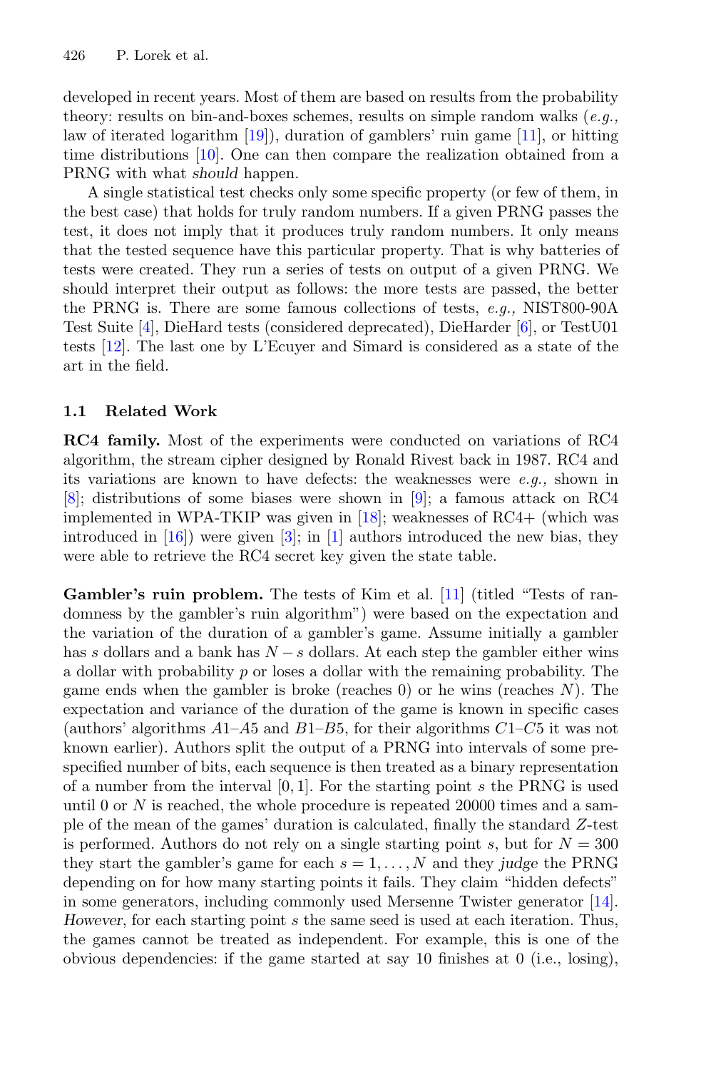developed in recent years. Most of them are based on results from the probability theory: results on bin-and-boxes schemes, results on simple random walks (*e.g.,* law of iterated logarithm [19]), duration of gamblers' ruin game [11], or hitting time distributions [10]. One can then compare the realization obtained from a PRNG with what *should* happen.

A single statistical test checks only some specific property (or few of them, in the best case) that holds for truly random numbers. If a given PRNG passes the test, it does not imply that it produces truly random numbers. It only means that the tested sequence have this particular property. That is why batteries of tests were created. They run a series of tests on output of a given PRNG. We should interpret their output as follows: the more tests are passed, the better the PRNG is. There are some famous collections of tests, *e.g.,* NIST800-90A Test Suite [4], DieHard tests (considered deprecated), DieHarder [6], or TestU01 tests [12]. The last one by L'Ecuyer and Simard is considered as a state of the art in the field.

### 1.1 Related Work

**RC4 family.** Most of the experiments were conducted on variations of RC4 algorithm, the stream cipher designed by Ronald Rivest back in 1987. RC4 and its variations are known to have defects: the weaknesses were *e.g.,* shown in [8]; distributions of some biases were shown in [9]; a famous attack on RC4 implemented in WPA-TKIP was given in [18]; weaknesses of RC4+ (which was introduced in [16]) were given [3]; in [1] authors introduced the new bias, they were able to retrieve the RC4 secret key given the state table.

**Gambler's ruin problem.** The tests of Kim et al. [11] (titled "Tests of randomness by the gambler's ruin algorithm") were based on the expectation and the variation of the duration of a gambler's game. Assume initially a gambler has $s$ dollars and a bank has $N-s$ dollars. At each step the gambler either wins a dollar with probability $p$ or loses a dollar with the remaining probability. The game ends when the gambler is broke (reaches 0) or he wins (reaches $N$). The expectation and variance of the duration of the game is known in specific cases (authors' algorithms $A1$–$A5$ and $B1$–$B5$, for their algorithms $C1$–$C5$ it was not known earlier). Authors split the output of a PRNG into intervals of some prespecified number of bits, each sequence is then treated as a binary representation of a number from the interval $[0, 1]$. For the starting point $s$ the PRNG is used until 0 or $N$ is reached, the whole procedure is repeated 20000 times and a sample of the mean of the games' duration is calculated, finally the standard $Z$-test is performed. Authors do not rely on a single starting point $s$, but for $N = 300$ they start the gambler's game for each $s = 1, \ldots, N$ and they *judge* the PRNG depending on for how many starting points it fails. They claim "hidden defects" in some generators, including commonly used Mersenne Twister generator [14]. *However*, for each starting point $s$ the same seed is used at each iteration. Thus, the games cannot be treated as independent. For example, this is one of the obvious dependencies: if the game started at say 10 finishes at 0 (i.e., losing),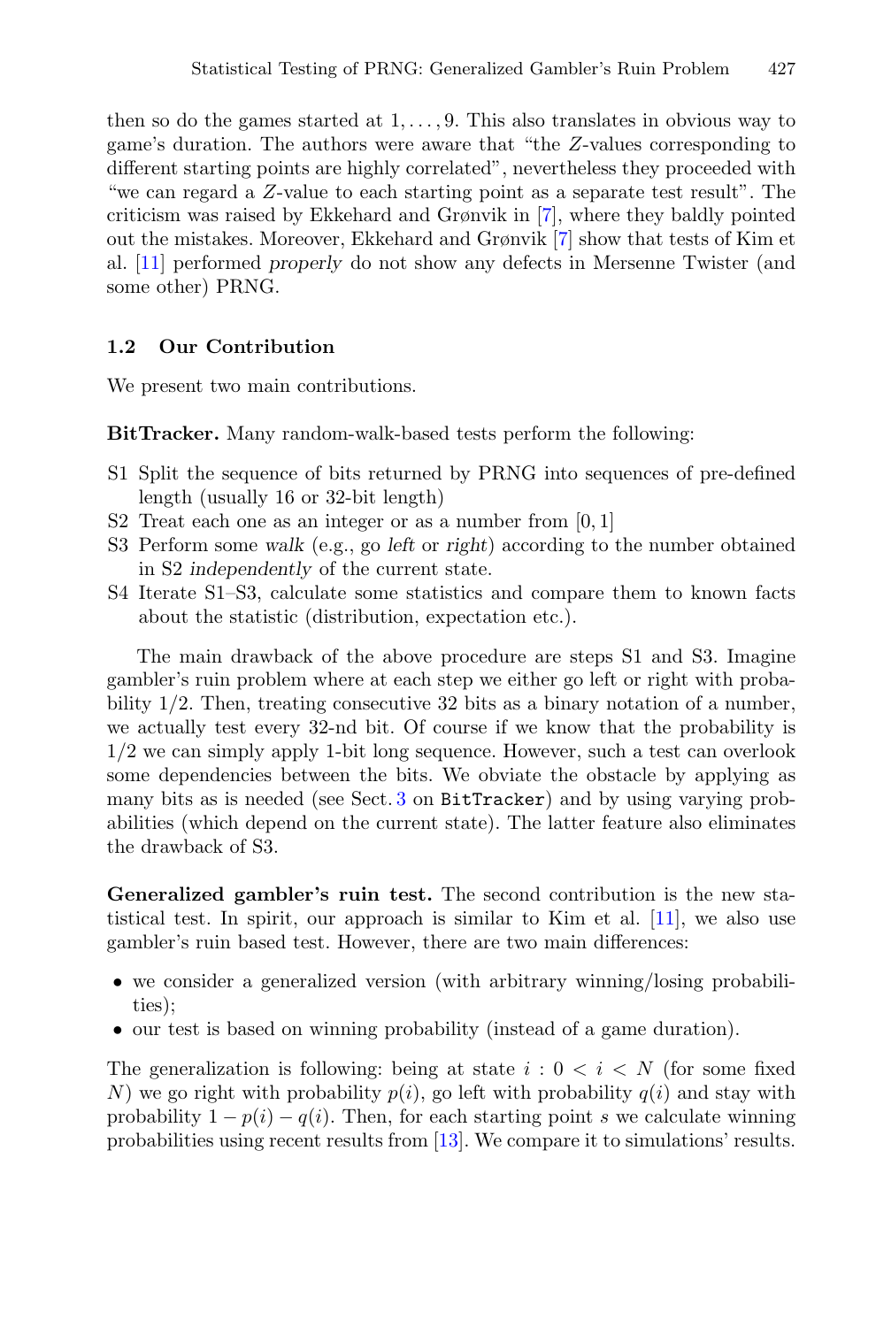then so do the games started at $1, \ldots, 9$. This also translates in obvious way to game's duration. The authors were aware that "the $Z$-values corresponding to different starting points are highly correlated", nevertheless they proceeded with "we can regard a $Z$-value to each starting point as a separate test result". The criticism was raised by Ekkehard and Grønvik in [7], where they baldly pointed out the mistakes. Moreover, Ekkehard and Grønvik [7] show that tests of Kim et al. [11] performed *properly* do not show any defects in Mersenne Twister (and some other) PRNG.

### 1.2 Our Contribution

We present two main contributions.

**BitTracker.** Many random-walk-based tests perform the following:

- S1 Split the sequence of bits returned by PRNG into sequences of pre-defined length (usually 16 or 32-bit length)
- S2 Treat each one as an integer or as a number from $[0, 1]$
- S3 Perform some *walk* (e.g., go *left* or *right*) according to the number obtained in S2 *independently* of the current state.
- S4 Iterate S1–S3, calculate some statistics and compare them to known facts about the statistic (distribution, expectation etc.).

The main drawback of the above procedure are steps S1 and S3. Imagine gambler's ruin problem where at each step we either go left or right with probability 1/2. Then, treating consecutive 32 bits as a binary notation of a number, we actually test every 32-nd bit. Of course if we know that the probability is 1/2 we can simply apply 1-bit long sequence. However, such a test can overlook some dependencies between the bits. We obviate the obstacle by applying as many bits as is needed (see Sect. 3 on `BitTracker`) and by using varying probabilities (which depend on the current state). The latter feature also eliminates the drawback of S3.

**Generalized gambler's ruin test.** The second contribution is the new statistical test. In spirit, our approach is similar to Kim et al. [11], we also use gambler's ruin based test. However, there are two main differences:

- we consider a generalized version (with arbitrary winning/losing probabilities);
- our test is based on winning probability (instead of a game duration).

The generalization is following: being at state $i : 0 < i < N$ (for some fixed $N$) we go right with probability $p(i)$, go left with probability $q(i)$ and stay with probability $1 - p(i) - q(i)$. Then, for each starting point $s$ we calculate winning probabilities using recent results from [13]. We compare it to simulations' results.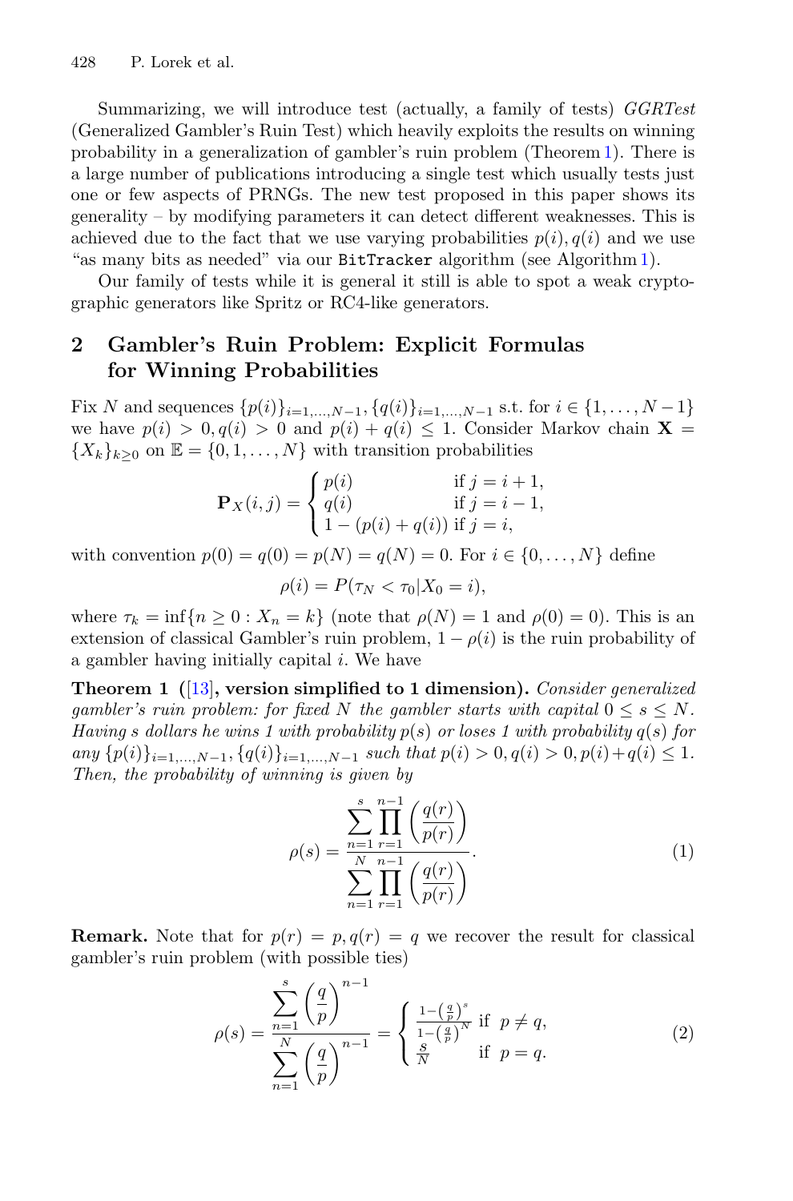Summarizing, we will introduce test (actually, a family of tests) *GGRTest* (Generalized Gambler's Ruin Test) which heavily exploits the results on winning probability in a generalization of gambler's ruin problem (Theorem 1). There is a large number of publications introducing a single test which usually tests just one or few aspects of PRNGs. The new test proposed in this paper shows its generality – by modifying parameters it can detect different weaknesses. This is achieved due to the fact that we use varying probabilities $p(i), q(i)$ and we use "as many bits as needed" via our `BitTracker` algorithm (see Algorithm 1).

Our family of tests while it is general it still is able to spot a weak cryptographic generators like Spritz or RC4-like generators.

## 2 Gambler's Ruin Problem: Explicit Formulas for Winning Probabilities

Fix $N$ and sequences $\{p(i)\}_{i=1,\ldots,N-1}, \{q(i)\}_{i=1,\ldots,N-1}$ s.t. for $i \in \{1,\ldots,N-1\}$ we have $p(i) > 0, q(i) > 0$ and $p(i)+q(i) \leq 1$. Consider Markov chain $\mathbf{X} = \{X_k\}_{k\geq 0}$ on $\mathbb{E} = \{0,1,\ldots,N\}$ with transition probabilities

$$\mathbf{P}_X(i,j) = \begin{cases} p(i) & \text{if } j = i+1, \\ q(i) & \text{if } j = i-1, \\ 1-(p(i)+q(i)) & \text{if } j = i, \end{cases}$$

with convention $p(0) = q(0) = p(N) = q(N) = 0$. For $i \in \{0,\ldots,N\}$ define

$$\rho(i) = P(\tau_N < \tau_0 | X_0 = i),$$

where $\tau_k = \inf\{n \geq 0 : X_n = k\}$ (note that $\rho(N) = 1$ and $\rho(0) = 0$). This is an extension of classical Gambler's ruin problem, $1 - \rho(i)$ is the ruin probability of a gambler having initially capital $i$. We have

**Theorem 1 ([13], version simplified to 1 dimension).** *Consider generalized gambler's ruin problem: for fixed $N$ the gambler starts with capital $0 \leq s \leq N$. Having $s$ dollars he wins 1 with probability $p(s)$ or loses 1 with probability $q(s)$ for any $\{p(i)\}_{i=1,\ldots,N-1}, \{q(i)\}_{i=1,\ldots,N-1}$ such that $p(i) > 0, q(i) > 0, p(i)+q(i) \leq 1$. Then, the probability of winning is given by*

$$\rho(s) = \frac{\displaystyle\sum_{n=1}^{s} \prod_{r=1}^{n-1} \left(\frac{q(r)}{p(r)}\right)}{\displaystyle\sum_{n=1}^{N} \prod_{r=1}^{n-1} \left(\frac{q(r)}{p(r)}\right)}. \tag{1}$$

**Remark.** Note that for $p(r) = p, q(r) = q$ we recover the result for classical gambler's ruin problem (with possible ties)

$$\rho(s) = \frac{\displaystyle\sum_{n=1}^{s} \left(\frac{q}{p}\right)^{n-1}}{\displaystyle\sum_{n=1}^{N} \left(\frac{q}{p}\right)^{n-1}} = \begin{cases} \frac{1-\left(\frac{q}{p}\right)^s}{1-\left(\frac{q}{p}\right)^N} & \text{if } p \neq q, \\ \frac{s}{N} & \text{if } p = q. \end{cases} \tag{2}$$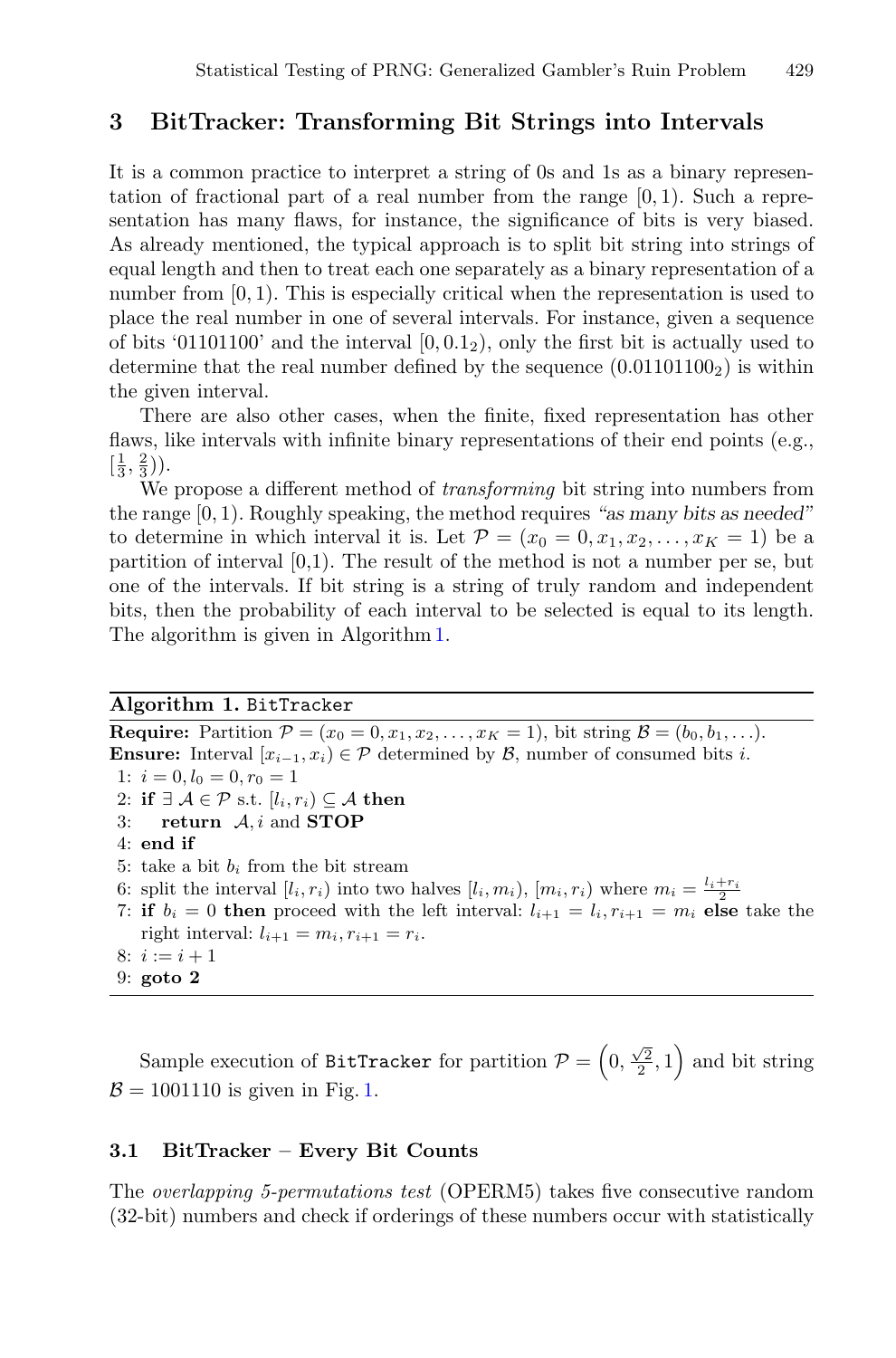## 3 BitTracker: Transforming Bit Strings into Intervals

It is a common practice to interpret a string of 0s and 1s as a binary representation of fractional part of a real number from the range $[0, 1)$. Such a representation has many flaws, for instance, the significance of bits is very biased. As already mentioned, the typical approach is to split bit string into strings of equal length and then to treat each one separately as a binary representation of a number from $[0, 1)$. This is especially critical when the representation is used to place the real number in one of several intervals. For instance, given a sequence of bits '01101100' and the interval $[0, 0.1_2)$, only the first bit is actually used to determine that the real number defined by the sequence $(0.01101100_2)$ is within the given interval.

There are also other cases, when the finite, fixed representation has other flaws, like intervals with infinite binary representations of their end points (e.g., $[\frac{1}{3}, \frac{2}{3})$).

We propose a different method of *transforming* bit string into numbers from the range $[0, 1)$. Roughly speaking, the method requires *"as many bits as needed"* to determine in which interval it is. Let $\mathcal{P} = (x_0 = 0, x_1, x_2, \ldots, x_K = 1)$ be a partition of interval [0,1). The result of the method is not a number per se, but one of the intervals. If bit string is a string of truly random and independent bits, then the probability of each interval to be selected is equal to its length. The algorithm is given in Algorithm 1.

---

**Algorithm 1.** `BitTracker`

---

**Require:** Partition $\mathcal{P} = (x_0 = 0, x_1, x_2, \ldots, x_K = 1)$, bit string $\mathcal{B} = (b_0, b_1, \ldots)$.
**Ensure:** Interval $[x_{i-1}, x_i) \in \mathcal{P}$ determined by $\mathcal{B}$, number of consumed bits $i$.

1: $i = 0, l_0 = 0, r_0 = 1$
2: **if** $\exists\, \mathcal{A} \in \mathcal{P}$ s.t. $[l_i, r_i) \subseteq \mathcal{A}$ **then**
3: &nbsp;&nbsp;&nbsp;&nbsp;**return** $\mathcal{A}, i$ and **STOP**
4: **end if**
5: take a bit $b_i$ from the bit stream
6: split the interval $[l_i, r_i)$ into two halves $[l_i, m_i)$, $[m_i, r_i)$ where $m_i = \frac{l_i + r_i}{2}$
7: **if** $b_i = 0$ **then** proceed with the left interval: $l_{i+1} = l_i, r_{i+1} = m_i$ **else** take the right interval: $l_{i+1} = m_i, r_{i+1} = r_i$.
8: $i := i + 1$
9: **goto 2**

---

Sample execution of `BitTracker` for partition $\mathcal{P} = \left(0, \frac{\sqrt{2}}{2}, 1\right)$ and bit string $\mathcal{B} = 1001110$ is given in Fig. 1.

### 3.1 BitTracker – Every Bit Counts

The *overlapping 5-permutations test* (OPERM5) takes five consecutive random (32-bit) numbers and check if orderings of these numbers occur with statistically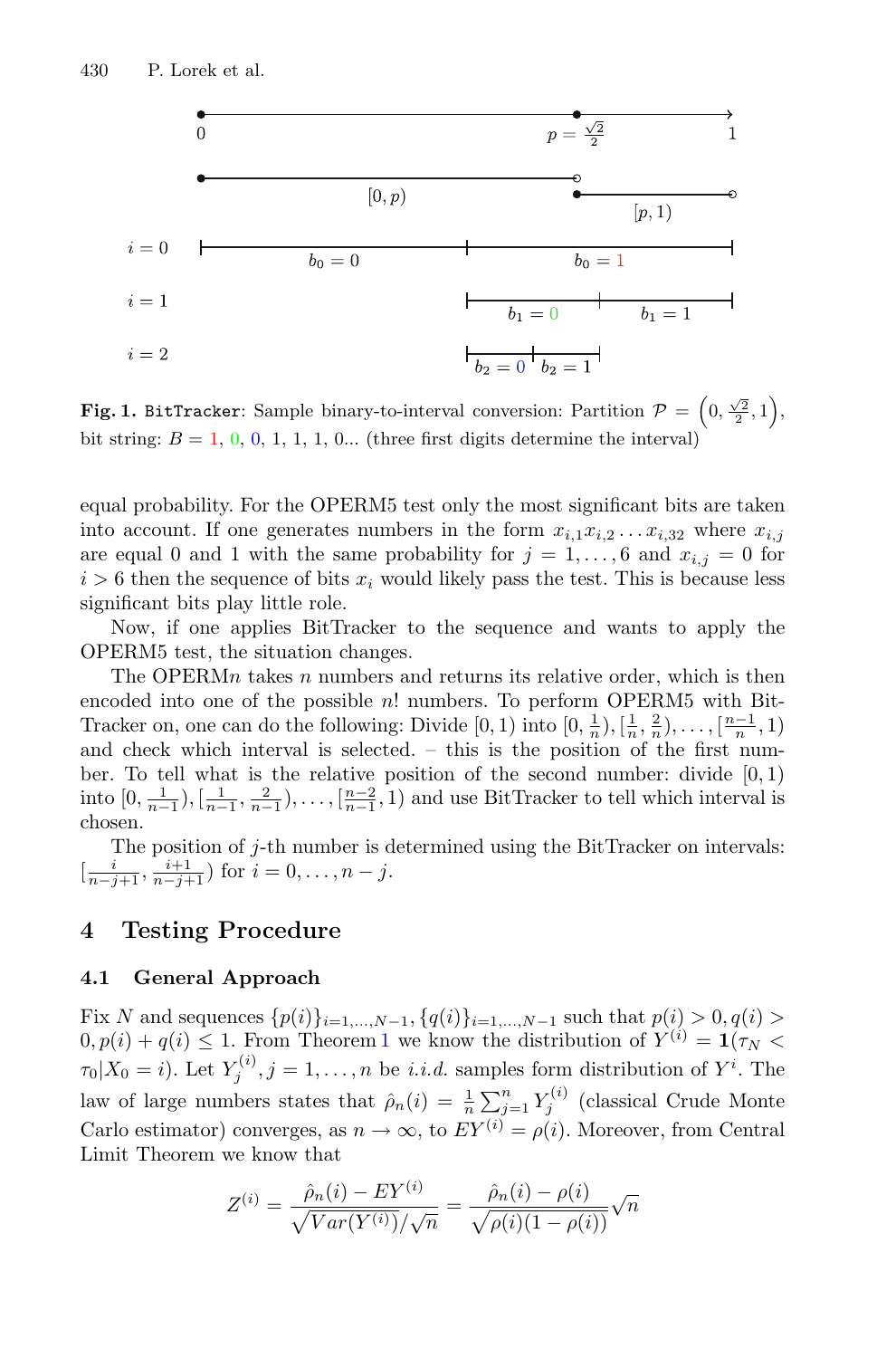**Fig. 1.** `BitTracker`: Sample binary-to-interval conversion: Partition $\mathcal{P} = \left(0, \frac{\sqrt{2}}{2}, 1\right)$, bit string: $B = 1, 0, 0, 1, 1, 1, 0...$ (three first digits determine the interval)

equal probability. For the OPERM5 test only the most significant bits are taken into account. If one generates numbers in the form $x_{i,1}x_{i,2}\ldots x_{i,32}$ where $x_{i,j}$ are equal 0 and 1 with the same probability for $j = 1, \ldots, 6$ and $x_{i,j} = 0$ for $i > 6$ then the sequence of bits $x_i$ would likely pass the test. This is because less significant bits play little role.

Now, if one applies BitTracker to the sequence and wants to apply the OPERM5 test, the situation changes.

The OPERM$n$ takes $n$ numbers and returns its relative order, which is then encoded into one of the possible $n!$ numbers. To perform OPERM5 with BitTracker on, one can do the following: Divide $[0, 1)$ into $[0, \frac{1}{n}), [\frac{1}{n}, \frac{2}{n}), \ldots, [\frac{n-1}{n}, 1)$ and check which interval is selected. – this is the position of the first number. To tell what is the relative position of the second number: divide $[0, 1)$ into $[0, \frac{1}{n-1}), [\frac{1}{n-1}, \frac{2}{n-1}), \ldots, [\frac{n-2}{n-1}, 1)$ and use BitTracker to tell which interval is chosen.

The position of $j$-th number is determined using the BitTracker on intervals: $[\frac{i}{n-j+1}, \frac{i+1}{n-j+1})$ for $i = 0, \ldots, n - j$.

## 4 Testing Procedure

### 4.1 General Approach

Fix $N$ and sequences $\{p(i)\}_{i=1,\ldots,N-1}, \{q(i)\}_{i=1,\ldots,N-1}$ such that $p(i) > 0, q(i) > 0, p(i) + q(i) \leq 1$. From Theorem 1 we know the distribution of $Y^{(i)} = \mathbf{1}(\tau_N < \tau_0 | X_0 = i)$. Let $Y_j^{(i)}, j = 1, \ldots, n$ be *i.i.d.* samples form distribution of $Y^i$. The law of large numbers states that $\hat{\rho}_n(i) = \frac{1}{n}\sum_{j=1}^{n} Y_j^{(i)}$ (classical Crude Monte Carlo estimator) converges, as $n \to \infty$, to $EY^{(i)} = \rho(i)$. Moreover, from Central Limit Theorem we know that

$$Z^{(i)} = \frac{\hat{\rho}_n(i) - EY^{(i)}}{\sqrt{Var(Y^{(i)})}/\sqrt{n}} = \frac{\hat{\rho}_n(i) - \rho(i)}{\sqrt{\rho(i)(1 - \rho(i))}}\sqrt{n}$$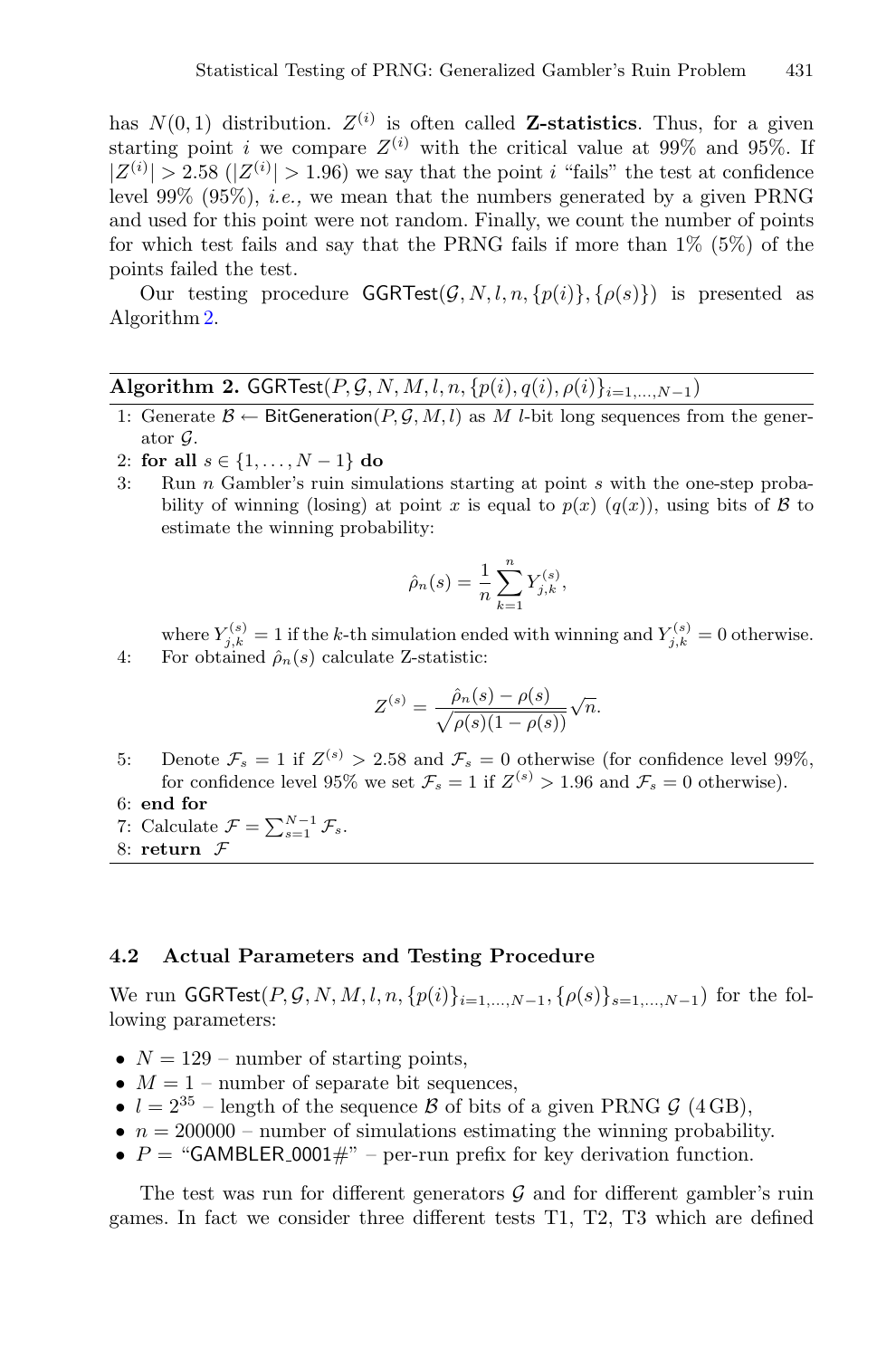has $N(0,1)$ distribution. $Z^{(i)}$ is often called **Z-statistics**. Thus, for a given starting point $i$ we compare $Z^{(i)}$ with the critical value at 99% and 95%. If $|Z^{(i)}| > 2.58$ ($|Z^{(i)}| > 1.96$) we say that the point $i$ "fails" the test at confidence level 99% (95%), *i.e.,* we mean that the numbers generated by a given PRNG and used for this point were not random. Finally, we count the number of points for which test fails and say that the PRNG fails if more than 1% (5%) of the points failed the test.

Our testing procedure $\mathsf{GGRTest}(\mathcal{G}, N, l, n, \{p(i)\}, \{\rho(s)\})$ is presented as Algorithm 2.

---

**Algorithm 2.** $\mathsf{GGRTest}(P, \mathcal{G}, N, M, l, n, \{p(i), q(i), \rho(i)\}_{i=1,\ldots,N-1})$

---

1: Generate $\mathcal{B} \leftarrow \mathsf{BitGeneration}(P, \mathcal{G}, M, l)$ as $M$ $l$-bit long sequences from the generator $\mathcal{G}$.

2: **for all** $s \in \{1, \ldots, N-1\}$ **do**

3: Run $n$ Gambler's ruin simulations starting at point $s$ with the one-step probability of winning (losing) at point $x$ is equal to $p(x)$ ($q(x)$), using bits of $\mathcal{B}$ to estimate the winning probability:

$$\hat{\rho}_n(s) = \frac{1}{n} \sum_{k=1}^{n} Y_{j,k}^{(s)},$$

where $Y_{j,k}^{(s)} = 1$ if the $k$-th simulation ended with winning and $Y_{j,k}^{(s)} = 0$ otherwise.

4: For obtained $\hat{\rho}_n(s)$ calculate Z-statistic:

$$Z^{(s)} = \frac{\hat{\rho}_n(s) - \rho(s)}{\sqrt{\rho(s)(1-\rho(s))}} \sqrt{n}.$$

5: Denote $\mathcal{F}_s = 1$ if $Z^{(s)} > 2.58$ and $\mathcal{F}_s = 0$ otherwise (for confidence level 99%, for confidence level 95% we set $\mathcal{F}_s = 1$ if $Z^{(s)} > 1.96$ and $\mathcal{F}_s = 0$ otherwise).

6: **end for**

7: Calculate $\mathcal{F} = \sum_{s=1}^{N-1} \mathcal{F}_s$.

8: **return** $\mathcal{F}$

---

### 4.2 Actual Parameters and Testing Procedure

We run $\mathsf{GGRTest}(P, \mathcal{G}, N, M, l, n, \{p(i)\}_{i=1,\ldots,N-1}, \{\rho(s)\}_{s=1,\ldots,N-1})$ for the following parameters:

- $N = 129$ – number of starting points,
- $M = 1$ – number of separate bit sequences,
- $l = 2^{35}$ – length of the sequence $\mathcal{B}$ of bits of a given PRNG $\mathcal{G}$ (4 GB),
- $n = 200000$ – number of simulations estimating the winning probability.
- $P =$ "GAMBLER_0001#" – per-run prefix for key derivation function.

The test was run for different generators $\mathcal{G}$ and for different gambler's ruin games. In fact we consider three different tests T1, T2, T3 which are defined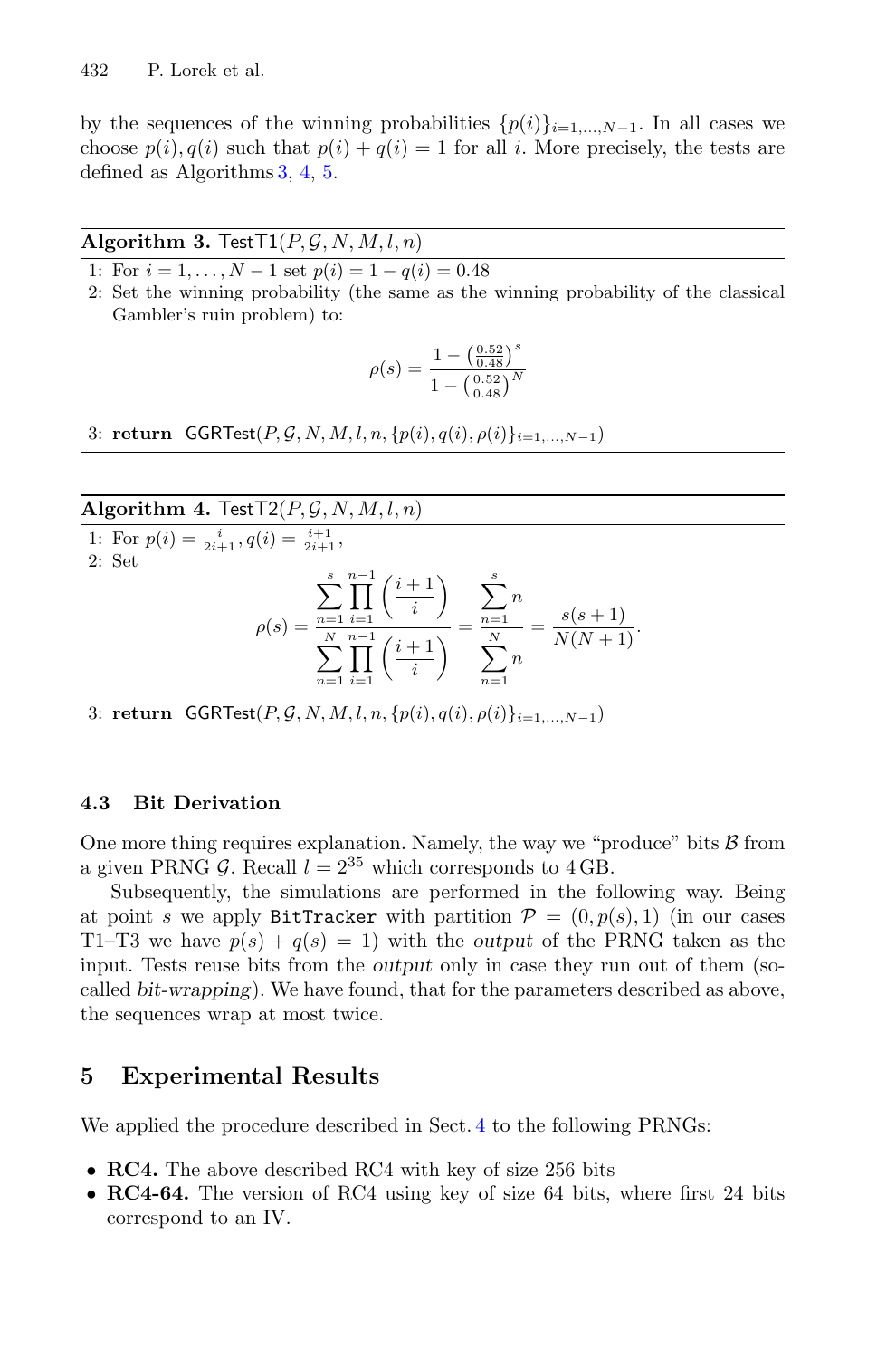by the sequences of the winning probabilities $\{p(i)\}_{i=1,\ldots,N-1}$. In all cases we choose $p(i), q(i)$ such that $p(i) + q(i) = 1$ for all $i$. More precisely, the tests are defined as Algorithms 3, 4, 5.

---

**Algorithm 3.** $\mathsf{TestT1}(P, \mathcal{G}, N, M, l, n)$

---

1: For $i = 1, \ldots, N-1$ set $p(i) = 1 - q(i) = 0.48$

2: Set the winning probability (the same as the winning probability of the classical Gambler's ruin problem) to:

$$\rho(s) = \frac{1 - \left(\frac{0.52}{0.48}\right)^s}{1 - \left(\frac{0.52}{0.48}\right)^N}$$

3: **return** $\mathsf{GGRTest}(P, \mathcal{G}, N, M, l, n, \{p(i), q(i), \rho(i)\}_{i=1,\ldots,N-1})$

---

**Algorithm 4.** $\mathsf{TestT2}(P, \mathcal{G}, N, M, l, n)$

---

1: For $p(i) = \frac{i}{2i+1}, q(i) = \frac{i+1}{2i+1}$,

2: Set

$$\rho(s) = \frac{\sum_{n=1}^{s} \prod_{i=1}^{n-1} \left(\frac{i+1}{i}\right)}{\sum_{n=1}^{N} \prod_{i=1}^{n-1} \left(\frac{i+1}{i}\right)} = \frac{\sum_{n=1}^{s} n}{\sum_{n=1}^{N} n} = \frac{s(s+1)}{N(N+1)}.$$

3: **return** $\mathsf{GGRTest}(P, \mathcal{G}, N, M, l, n, \{p(i), q(i), \rho(i)\}_{i=1,\ldots,N-1})$

---

### 4.3 Bit Derivation

One more thing requires explanation. Namely, the way we "produce" bits $\mathcal{B}$ from a given PRNG $\mathcal{G}$. Recall $l = 2^{35}$ which corresponds to 4 GB.

Subsequently, the simulations are performed in the following way. Being at point $s$ we apply `BitTracker` with partition $\mathcal{P} = (0, p(s), 1)$ (in our cases T1–T3 we have $p(s) + q(s) = 1$) with the *output* of the PRNG taken as the input. Tests reuse bits from the *output* only in case they run out of them (so-called *bit-wrapping*). We have found, that for the parameters described as above, the sequences wrap at most twice.

## 5 Experimental Results

We applied the procedure described in Sect. 4 to the following PRNGs:

- **RC4.** The above described RC4 with key of size 256 bits
- **RC4-64.** The version of RC4 using key of size 64 bits, where first 24 bits correspond to an IV.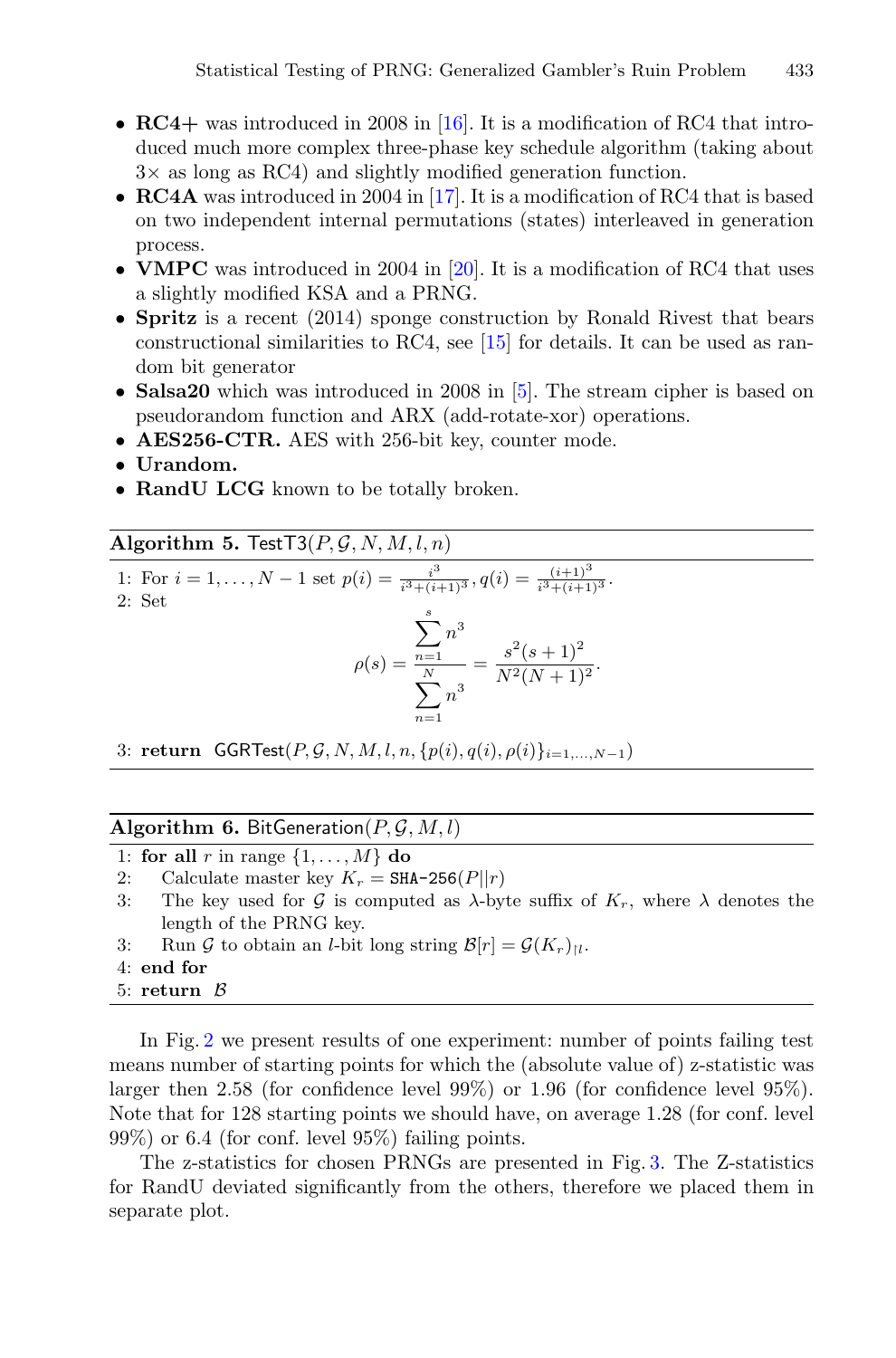- **RC4+** was introduced in 2008 in [16]. It is a modification of RC4 that introduced much more complex three-phase key schedule algorithm (taking about 3× as long as RC4) and slightly modified generation function.
- **RC4A** was introduced in 2004 in [17]. It is a modification of RC4 that is based on two independent internal permutations (states) interleaved in generation process.
- **VMPC** was introduced in 2004 in [20]. It is a modification of RC4 that uses a slightly modified KSA and a PRNG.
- **Spritz** is a recent (2014) sponge construction by Ronald Rivest that bears constructional similarities to RC4, see [15] for details. It can be used as random bit generator
- **Salsa20** which was introduced in 2008 in [5]. The stream cipher is based on pseudorandom function and ARX (add-rotate-xor) operations.
- **AES256-CTR.** AES with 256-bit key, counter mode.
- **Urandom.**
- **RandU LCG** known to be totally broken.

**Algorithm 5.** $\mathsf{TestT3}(P, \mathcal{G}, N, M, l, n)$

1: For $i = 1, \ldots, N-1$ set $p(i) = \frac{i^3}{i^3+(i+1)^3}, q(i) = \frac{(i+1)^3}{i^3+(i+1)^3}$.
2: Set

$$\rho(s) = \frac{\sum_{n=1}^{s} n^3}{\sum_{n=1}^{N} n^3} = \frac{s^2(s+1)^2}{N^2(N+1)^2}.$$

3: **return** $\mathsf{GGRTest}(P, \mathcal{G}, N, M, l, n, \{p(i), q(i), \rho(i)\}_{i=1,\ldots,N-1})$

**Algorithm 6.** $\mathsf{BitGeneration}(P, \mathcal{G}, M, l)$

1: **for all** $r$ in range $\{1, \ldots, M\}$ **do**
2: Calculate master key $K_r = \texttt{SHA-256}(P||r)$
3: The key used for $\mathcal{G}$ is computed as $\lambda$-byte suffix of $K_r$, where $\lambda$ denotes the length of the PRNG key.
3: Run $\mathcal{G}$ to obtain an $l$-bit long string $\mathcal{B}[r] = \mathcal{G}(K_r)_{\restriction l}$.
4: **end for**
5: **return** $\mathcal{B}$

In Fig. 2 we present results of one experiment: number of points failing test means number of starting points for which the (absolute value of) z-statistic was larger then 2.58 (for confidence level 99%) or 1.96 (for confidence level 95%). Note that for 128 starting points we should have, on average 1.28 (for conf. level 99%) or 6.4 (for conf. level 95%) failing points.

The z-statistics for chosen PRNGs are presented in Fig. 3. The Z-statistics for RandU deviated significantly from the others, therefore we placed them in separate plot.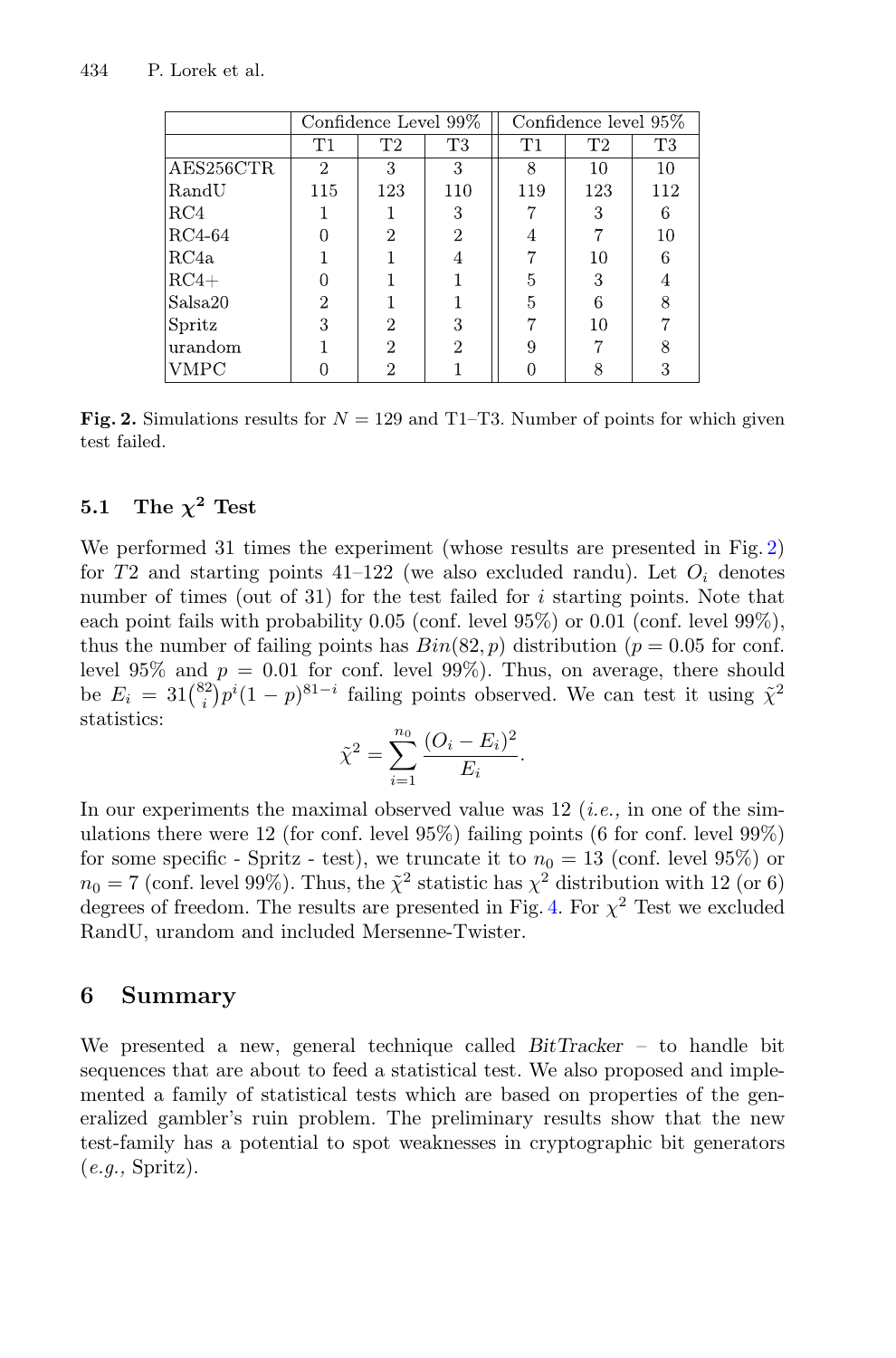| | Confidence Level 99% | | | Confidence level 95% | | |
|---|---|---|---|---|---|---|
| | T1 | T2 | T3 | T1 | T2 | T3 |
| AES256CTR | 2 | 3 | 3 | 8 | 10 | 10 |
| RandU | 115 | 123 | 110 | 119 | 123 | 112 |
| RC4 | 1 | 1 | 3 | 7 | 3 | 6 |
| RC4-64 | 0 | 2 | 2 | 4 | 7 | 10 |
| RC4a | 1 | 1 | 4 | 7 | 10 | 6 |
| RC4+ | 0 | 1 | 1 | 5 | 3 | 4 |
| Salsa20 | 2 | 1 | 1 | 5 | 6 | 8 |
| Spritz | 3 | 2 | 3 | 7 | 10 | 7 |
| urandom | 1 | 2 | 2 | 9 | 7 | 8 |
| VMPC | 0 | 2 | 1 | 0 | 8 | 3 |

**Fig. 2.** Simulations results for $N = 129$ and T1–T3. Number of points for which given test failed.

### 5.1 The $\chi^2$ Test

We performed 31 times the experiment (whose results are presented in Fig. 2) for $T2$ and starting points 41–122 (we also excluded randu). Let $O_i$ denotes number of times (out of 31) for the test failed for $i$ starting points. Note that each point fails with probability 0.05 (conf. level 95%) or 0.01 (conf. level 99%), thus the number of failing points has $Bin(82, p)$ distribution ($p = 0.05$ for conf. level 95% and $p = 0.01$ for conf. level 99%). Thus, on average, there should be $E_i = 31\binom{82}{i}p^i(1-p)^{81-i}$ failing points observed. We can test it using $\tilde{\chi}^2$ statistics:

$$\tilde{\chi}^2 = \sum_{i=1}^{n_0} \frac{(O_i - E_i)^2}{E_i}.$$

In our experiments the maximal observed value was 12 (*i.e.,* in one of the simulations there were 12 (for conf. level 95%) failing points (6 for conf. level 99%) for some specific - Spritz - test), we truncate it to $n_0 = 13$ (conf. level 95%) or $n_0 = 7$ (conf. level 99%). Thus, the $\tilde{\chi}^2$ statistic has $\chi^2$ distribution with 12 (or 6) degrees of freedom. The results are presented in Fig. 4. For $\chi^2$ Test we excluded RandU, urandom and included Mersenne-Twister.

## 6 Summary

We presented a new, general technique called *BitTracker* – to handle bit sequences that are about to feed a statistical test. We also proposed and implemented a family of statistical tests which are based on properties of the generalized gambler's ruin problem. The preliminary results show that the new test-family has a potential to spot weaknesses in cryptographic bit generators (*e.g.,* Spritz).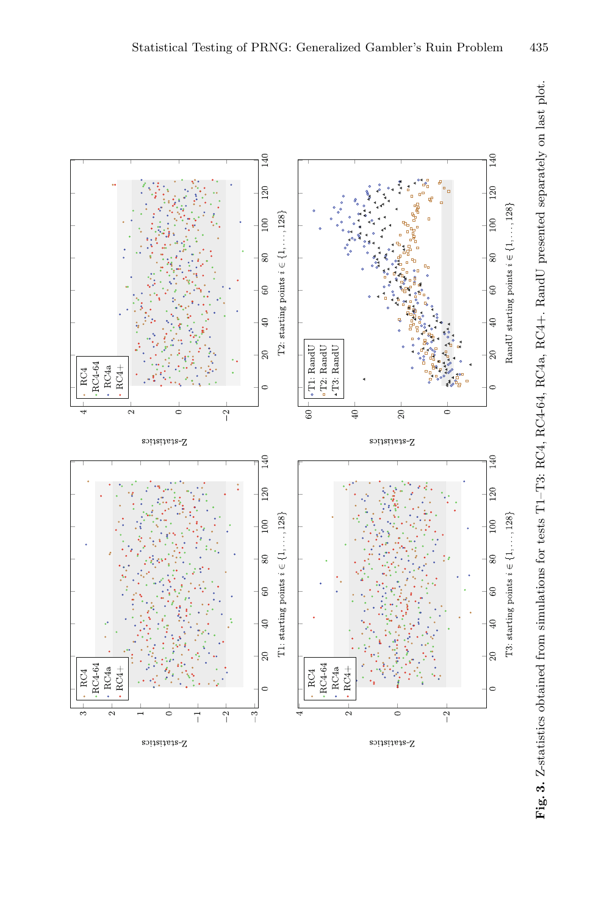**Fig. 3.** Z-statistics obtained from simulations for tests T1–T3: RC4, RC4-64, RC4a, RC4+. RandU presented separately on last plot.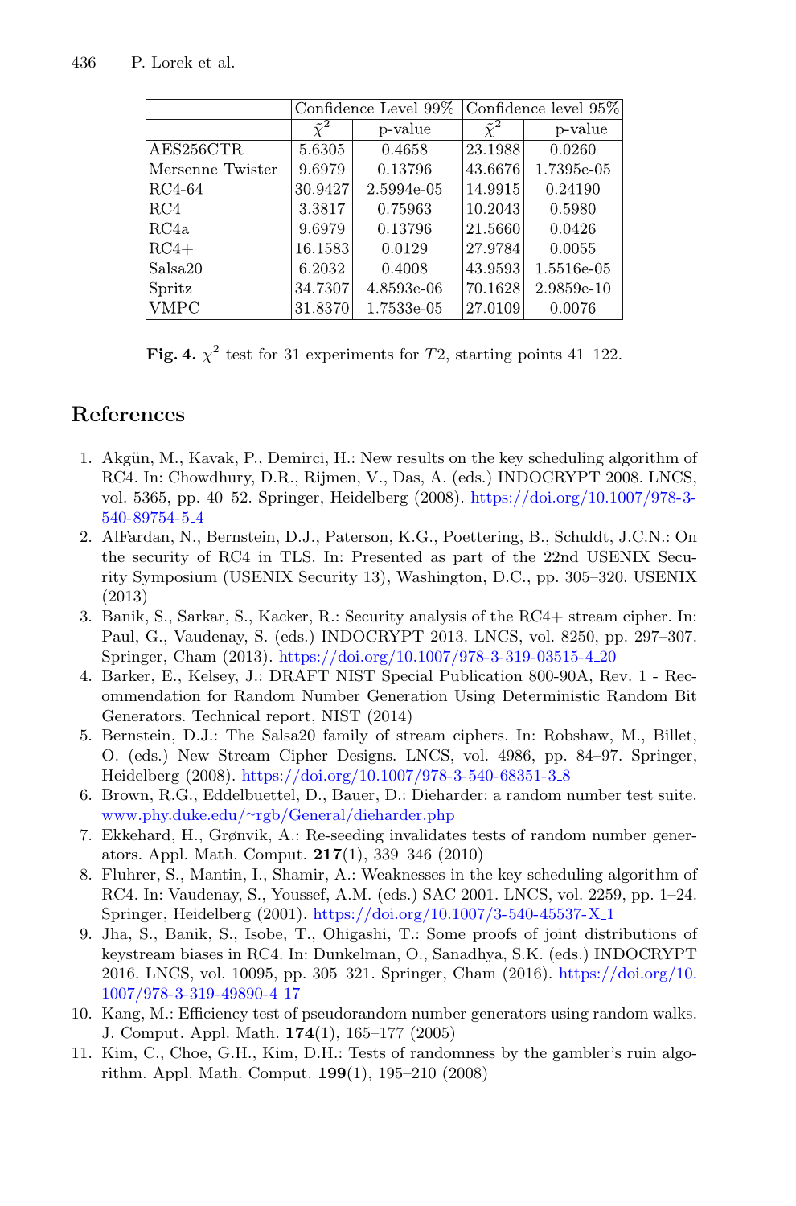| | Confidence Level 99% | | Confidence level 95% | |
|---|---|---|---|---|
| | $\tilde{\chi}^2$ | p-value | $\tilde{\chi}^2$ | p-value |
| AES256CTR | 5.6305 | 0.4658 | 23.1988 | 0.0260 |
| Mersenne Twister | 9.6979 | 0.13796 | 43.6676 | 1.7395e-05 |
| RC4-64 | 30.9427 | 2.5994e-05 | 14.9915 | 0.24190 |
| RC4 | 3.3817 | 0.75963 | 10.2043 | 0.5980 |
| RC4a | 9.6979 | 0.13796 | 21.5660 | 0.0426 |
| RC4+ | 16.1583 | 0.0129 | 27.9784 | 0.0055 |
| Salsa20 | 6.2032 | 0.4008 | 43.9593 | 1.5516e-05 |
| Spritz | 34.7307 | 4.8593e-06 | 70.1628 | 2.9859e-10 |
| VMPC | 31.8370 | 1.7533e-05 | 27.0109 | 0.0076 |

**Fig. 4.** $\chi^2$ test for 31 experiments for $T2$, starting points 41–122.

## References

1. Akgün, M., Kavak, P., Demirci, H.: New results on the key scheduling algorithm of RC4. In: Chowdhury, D.R., Rijmen, V., Das, A. (eds.) INDOCRYPT 2008. LNCS, vol. 5365, pp. 40–52. Springer, Heidelberg (2008). https://doi.org/10.1007/978-3-540-89754-5_4
2. AlFardan, N., Bernstein, D.J., Paterson, K.G., Poettering, B., Schuldt, J.C.N.: On the security of RC4 in TLS. In: Presented as part of the 22nd USENIX Security Symposium (USENIX Security 13), Washington, D.C., pp. 305–320. USENIX (2013)
3. Banik, S., Sarkar, S., Kacker, R.: Security analysis of the RC4+ stream cipher. In: Paul, G., Vaudenay, S. (eds.) INDOCRYPT 2013. LNCS, vol. 8250, pp. 297–307. Springer, Cham (2013). https://doi.org/10.1007/978-3-319-03515-4_20
4. Barker, E., Kelsey, J.: DRAFT NIST Special Publication 800-90A, Rev. 1 - Recommendation for Random Number Generation Using Deterministic Random Bit Generators. Technical report, NIST (2014)
5. Bernstein, D.J.: The Salsa20 family of stream ciphers. In: Robshaw, M., Billet, O. (eds.) New Stream Cipher Designs. LNCS, vol. 4986, pp. 84–97. Springer, Heidelberg (2008). https://doi.org/10.1007/978-3-540-68351-3_8
6. Brown, R.G., Eddelbuettel, D., Bauer, D.: Dieharder: a random number test suite. www.phy.duke.edu/~rgb/General/dieharder.php
7. Ekkehard, H., Grønvik, A.: Re-seeding invalidates tests of random number generators. Appl. Math. Comput. **217**(1), 339–346 (2010)
8. Fluhrer, S., Mantin, I., Shamir, A.: Weaknesses in the key scheduling algorithm of RC4. In: Vaudenay, S., Youssef, A.M. (eds.) SAC 2001. LNCS, vol. 2259, pp. 1–24. Springer, Heidelberg (2001). https://doi.org/10.1007/3-540-45537-X_1
9. Jha, S., Banik, S., Isobe, T., Ohigashi, T.: Some proofs of joint distributions of keystream biases in RC4. In: Dunkelman, O., Sanadhya, S.K. (eds.) INDOCRYPT 2016. LNCS, vol. 10095, pp. 305–321. Springer, Cham (2016). https://doi.org/10.1007/978-3-319-49890-4_17
10. Kang, M.: Efficiency test of pseudorandom number generators using random walks. J. Comput. Appl. Math. **174**(1), 165–177 (2005)
11. Kim, C., Choe, G.H., Kim, D.H.: Tests of randomness by the gambler's ruin algorithm. Appl. Math. Comput. **199**(1), 195–210 (2008)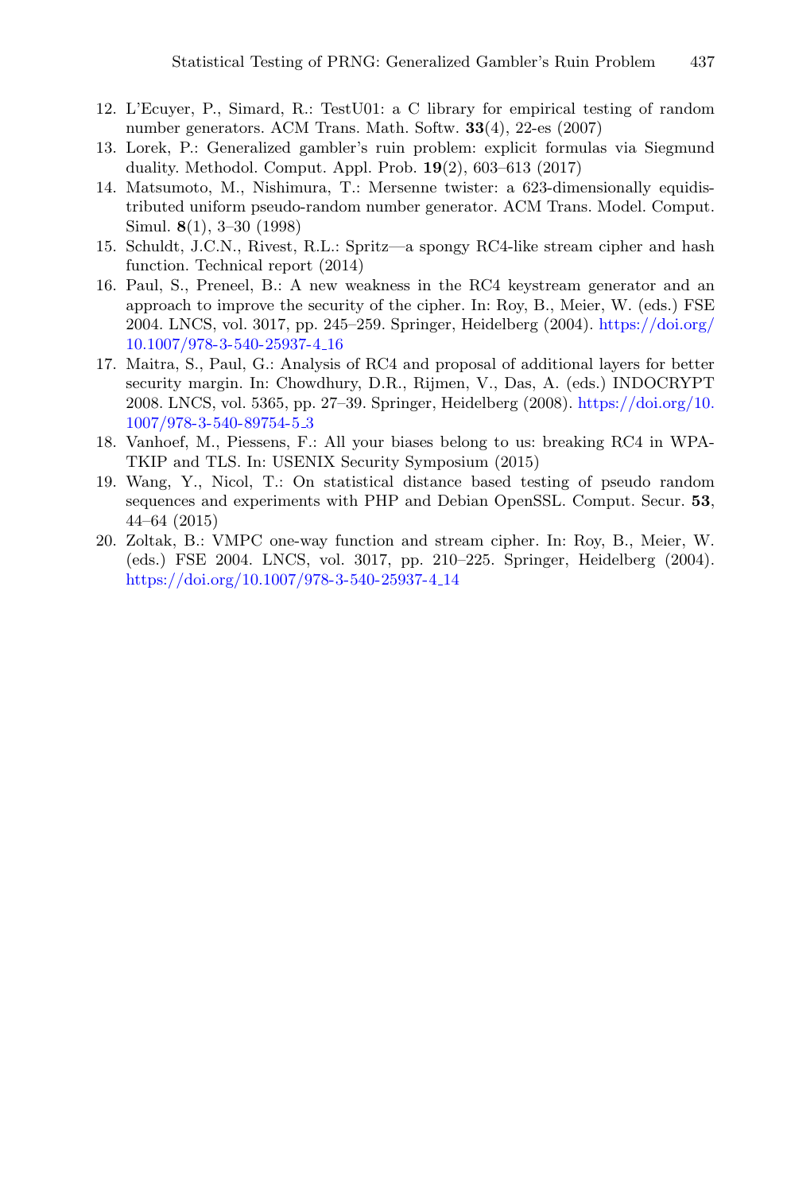12. L'Ecuyer, P., Simard, R.: TestU01: a C library for empirical testing of random number generators. ACM Trans. Math. Softw. **33**(4), 22-es (2007)
13. Lorek, P.: Generalized gambler's ruin problem: explicit formulas via Siegmund duality. Methodol. Comput. Appl. Prob. **19**(2), 603–613 (2017)
14. Matsumoto, M., Nishimura, T.: Mersenne twister: a 623-dimensionally equidistributed uniform pseudo-random number generator. ACM Trans. Model. Comput. Simul. **8**(1), 3–30 (1998)
15. Schuldt, J.C.N., Rivest, R.L.: Spritz—a spongy RC4-like stream cipher and hash function. Technical report (2014)
16. Paul, S., Preneel, B.: A new weakness in the RC4 keystream generator and an approach to improve the security of the cipher. In: Roy, B., Meier, W. (eds.) FSE 2004. LNCS, vol. 3017, pp. 245–259. Springer, Heidelberg (2004). https://doi.org/10.1007/978-3-540-25937-4_16
17. Maitra, S., Paul, G.: Analysis of RC4 and proposal of additional layers for better security margin. In: Chowdhury, D.R., Rijmen, V., Das, A. (eds.) INDOCRYPT 2008. LNCS, vol. 5365, pp. 27–39. Springer, Heidelberg (2008). https://doi.org/10.1007/978-3-540-89754-5_3
18. Vanhoef, M., Piessens, F.: All your biases belong to us: breaking RC4 in WPA-TKIP and TLS. In: USENIX Security Symposium (2015)
19. Wang, Y., Nicol, T.: On statistical distance based testing of pseudo random sequences and experiments with PHP and Debian OpenSSL. Comput. Secur. **53**, 44–64 (2015)
20. Zoltak, B.: VMPC one-way function and stream cipher. In: Roy, B., Meier, W. (eds.) FSE 2004. LNCS, vol. 3017, pp. 210–225. Springer, Heidelberg (2004). https://doi.org/10.1007/978-3-540-25937-4_14